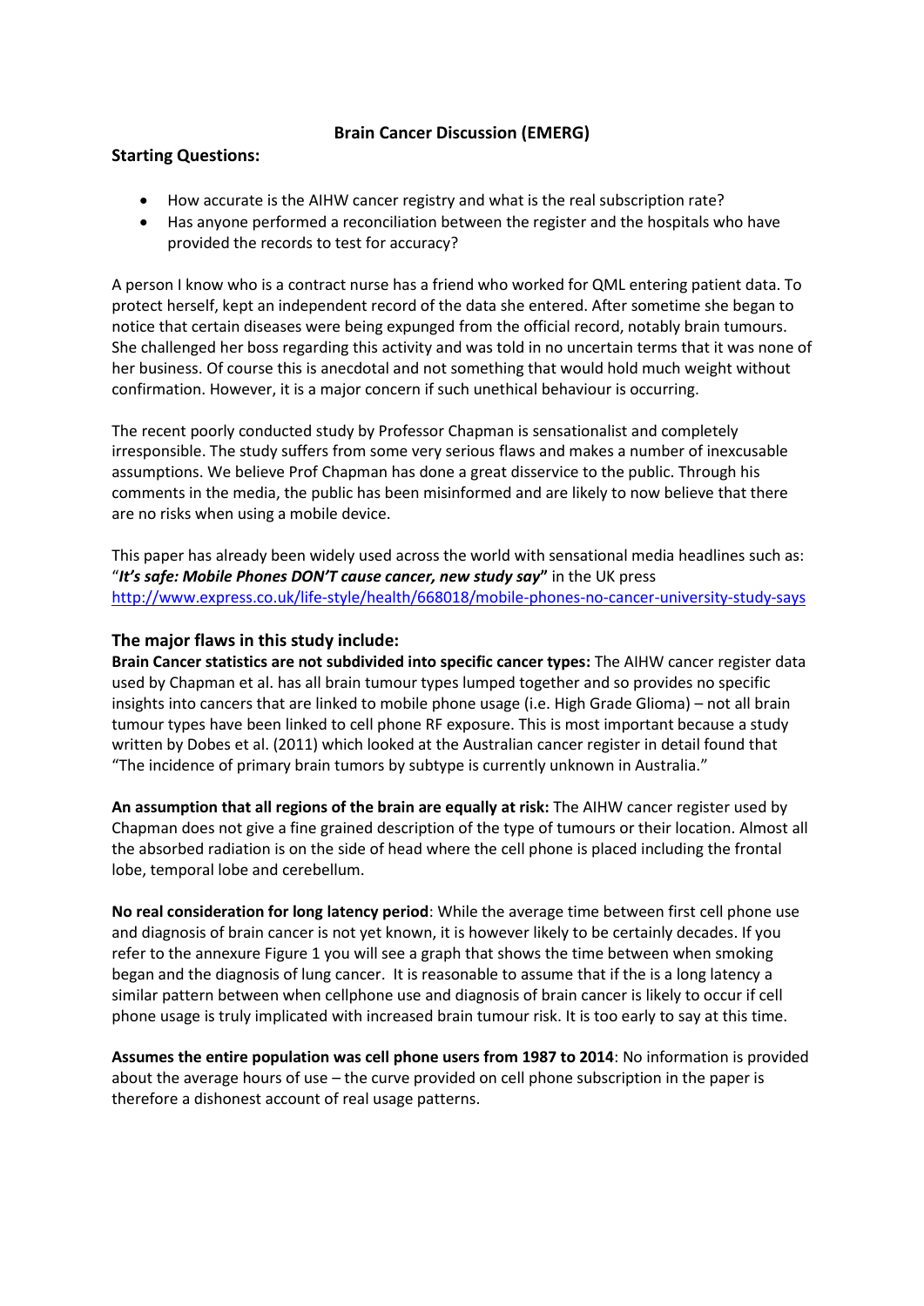# Brain Cancer Discussion (EMERG)

## Starting Questions:

- How accurate is the AIHW cancer registry and what is the real subscription rate?
- Has anyone performed a reconciliation between the register and the hospitals who have provided the records to test for accuracy?

A person I know who is a contract nurse has a friend who worked for QML entering patient data. To protect herself, kept an independent record of the data she entered. After sometime she began to notice that certain diseases were being expunged from the official record, notably brain tumours. She challenged her boss regarding this activity and was told in no uncertain terms that it was none of her business. Of course this is anecdotal and not something that would hold much weight without confirmation. However, it is a major concern if such unethical behaviour is occurring.

The recent poorly conducted study by Professor Chapman is sensationalist and completely irresponsible. The study suffers from some very serious flaws and makes a number of inexcusable assumptions. We believe Prof Chapman has done a great disservice to the public. Through his comments in the media, the public has been misinformed and are likely to now believe that there are no risks when using a mobile device.

This paper has already been widely used across the world with sensational media headlines such as: "***It's safe: Mobile Phones DON'T cause cancer, new study say*"** in the UK press http://www.express.co.uk/life-style/health/668018/mobile-phones-no-cancer-university-study-says

## The major flaws in this study include:

**Brain Cancer statistics are not subdivided into specific cancer types:** The AIHW cancer register data used by Chapman et al. has all brain tumour types lumped together and so provides no specific insights into cancers that are linked to mobile phone usage (i.e. High Grade Glioma) – not all brain tumour types have been linked to cell phone RF exposure. This is most important because a study written by Dobes et al. (2011) which looked at the Australian cancer register in detail found that "The incidence of primary brain tumors by subtype is currently unknown in Australia."

**An assumption that all regions of the brain are equally at risk:** The AIHW cancer register used by Chapman does not give a fine grained description of the type of tumours or their location. Almost all the absorbed radiation is on the side of head where the cell phone is placed including the frontal lobe, temporal lobe and cerebellum.

**No real consideration for long latency period**: While the average time between first cell phone use and diagnosis of brain cancer is not yet known, it is however likely to be certainly decades. If you refer to the annexure Figure 1 you will see a graph that shows the time between when smoking began and the diagnosis of lung cancer. It is reasonable to assume that if the is a long latency a similar pattern between when cellphone use and diagnosis of brain cancer is likely to occur if cell phone usage is truly implicated with increased brain tumour risk. It is too early to say at this time.

**Assumes the entire population was cell phone users from 1987 to 2014**: No information is provided about the average hours of use – the curve provided on cell phone subscription in the paper is therefore a dishonest account of real usage patterns.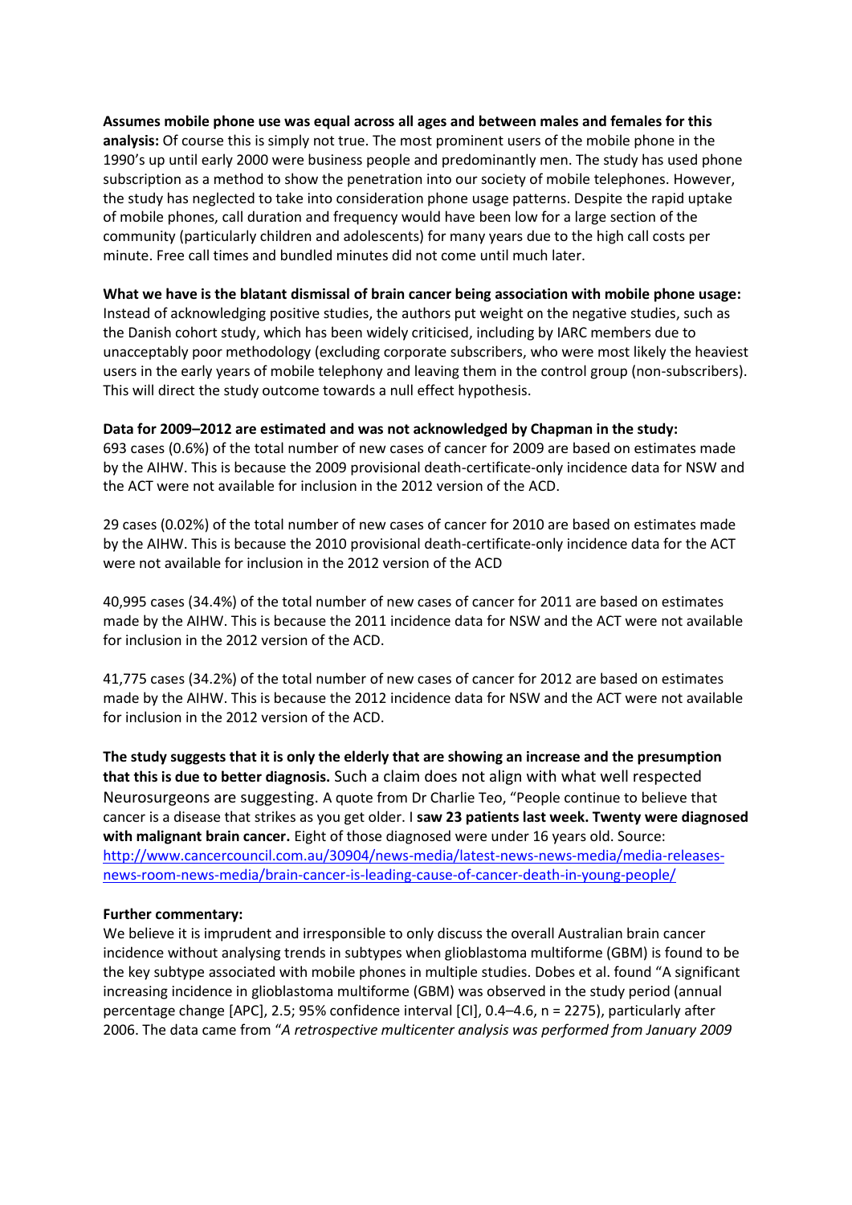**Assumes mobile phone use was equal across all ages and between males and females for this analysis:** Of course this is simply not true. The most prominent users of the mobile phone in the 1990's up until early 2000 were business people and predominantly men. The study has used phone subscription as a method to show the penetration into our society of mobile telephones. However, the study has neglected to take into consideration phone usage patterns. Despite the rapid uptake of mobile phones, call duration and frequency would have been low for a large section of the community (particularly children and adolescents) for many years due to the high call costs per minute. Free call times and bundled minutes did not come until much later.

**What we have is the blatant dismissal of brain cancer being association with mobile phone usage:** Instead of acknowledging positive studies, the authors put weight on the negative studies, such as the Danish cohort study, which has been widely criticised, including by IARC members due to unacceptably poor methodology (excluding corporate subscribers, who were most likely the heaviest users in the early years of mobile telephony and leaving them in the control group (non-subscribers). This will direct the study outcome towards a null effect hypothesis.

**Data for 2009–2012 are estimated and was not acknowledged by Chapman in the study:** 693 cases (0.6%) of the total number of new cases of cancer for 2009 are based on estimates made by the AIHW. This is because the 2009 provisional death-certificate-only incidence data for NSW and the ACT were not available for inclusion in the 2012 version of the ACD.

29 cases (0.02%) of the total number of new cases of cancer for 2010 are based on estimates made by the AIHW. This is because the 2010 provisional death-certificate-only incidence data for the ACT were not available for inclusion in the 2012 version of the ACD

40,995 cases (34.4%) of the total number of new cases of cancer for 2011 are based on estimates made by the AIHW. This is because the 2011 incidence data for NSW and the ACT were not available for inclusion in the 2012 version of the ACD.

41,775 cases (34.2%) of the total number of new cases of cancer for 2012 are based on estimates made by the AIHW. This is because the 2012 incidence data for NSW and the ACT were not available for inclusion in the 2012 version of the ACD.

**The study suggests that it is only the elderly that are showing an increase and the presumption that this is due to better diagnosis.** Such a claim does not align with what well respected Neurosurgeons are suggesting. A quote from Dr Charlie Teo, "People continue to believe that cancer is a disease that strikes as you get older. I **saw 23 patients last week. Twenty were diagnosed with malignant brain cancer.** Eight of those diagnosed were under 16 years old. Source: [http://www.cancercouncil.com.au/30904/news-media/latest-news-news-media/media-releases-news-room-news-media/brain-cancer-is-leading-cause-of-cancer-death-in-young-people/](http://www.cancercouncil.com.au/30904/news-media/latest-news-news-media/media-releases-news-room-news-media/brain-cancer-is-leading-cause-of-cancer-death-in-young-people/)

**Further commentary:**
We believe it is imprudent and irresponsible to only discuss the overall Australian brain cancer incidence without analysing trends in subtypes when glioblastoma multiforme (GBM) is found to be the key subtype associated with mobile phones in multiple studies. Dobes et al. found "A significant increasing incidence in glioblastoma multiforme (GBM) was observed in the study period (annual percentage change [APC], 2.5; 95% confidence interval [CI], 0.4–4.6, n = 2275), particularly after 2006. The data came from "*A retrospective multicenter analysis was performed from January 2009*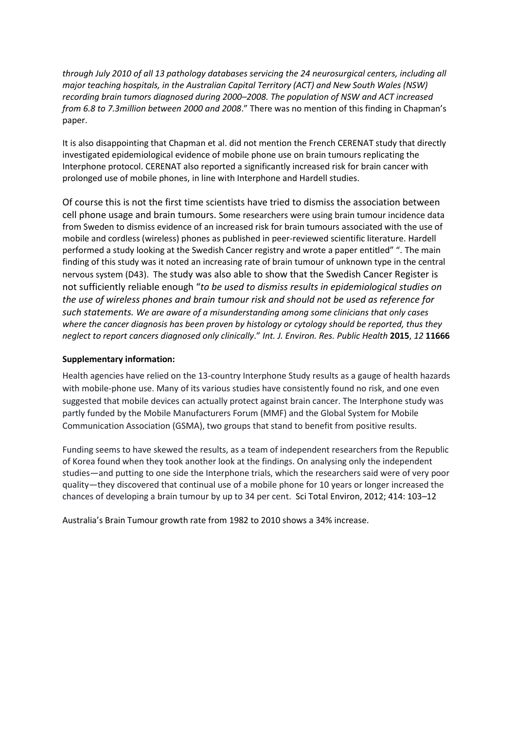*through July 2010 of all 13 pathology databases servicing the 24 neurosurgical centers, including all major teaching hospitals, in the Australian Capital Territory (ACT) and New South Wales (NSW) recording brain tumors diagnosed during 2000–2008. The population of NSW and ACT increased from 6.8 to 7.3million between 2000 and 2008*." There was no mention of this finding in Chapman's paper.

It is also disappointing that Chapman et al. did not mention the French CERENAT study that directly investigated epidemiological evidence of mobile phone use on brain tumours replicating the Interphone protocol. CERENAT also reported a significantly increased risk for brain cancer with prolonged use of mobile phones, in line with Interphone and Hardell studies.

Of course this is not the first time scientists have tried to dismiss the association between cell phone usage and brain tumours. Some researchers were using brain tumour incidence data from Sweden to dismiss evidence of an increased risk for brain tumours associated with the use of mobile and cordless (wireless) phones as published in peer-reviewed scientific literature. Hardell performed a study looking at the Swedish Cancer registry and wrote a paper entitled" ". The main finding of this study was it noted an increasing rate of brain tumour of unknown type in the central nervous system (D43). The study was also able to show that the Swedish Cancer Register is not sufficiently reliable enough "*to be used to dismiss results in epidemiological studies on the use of wireless phones and brain tumour risk and should not be used as reference for such statements. We are aware of a misunderstanding among some clinicians that only cases where the cancer diagnosis has been proven by histology or cytology should be reported, thus they neglect to report cancers diagnosed only clinically*." *Int. J. Environ. Res. Public Health* **2015**, *12* **11666**

**Supplementary information:**

Health agencies have relied on the 13-country Interphone Study results as a gauge of health hazards with mobile-phone use. Many of its various studies have consistently found no risk, and one even suggested that mobile devices can actually protect against brain cancer. The Interphone study was partly funded by the Mobile Manufacturers Forum (MMF) and the Global System for Mobile Communication Association (GSMA), two groups that stand to benefit from positive results.

Funding seems to have skewed the results, as a team of independent researchers from the Republic of Korea found when they took another look at the findings. On analysing only the independent studies—and putting to one side the Interphone trials, which the researchers said were of very poor quality—they discovered that continual use of a mobile phone for 10 years or longer increased the chances of developing a brain tumour by up to 34 per cent. Sci Total Environ, 2012; 414: 103–12

Australia's Brain Tumour growth rate from 1982 to 2010 shows a 34% increase.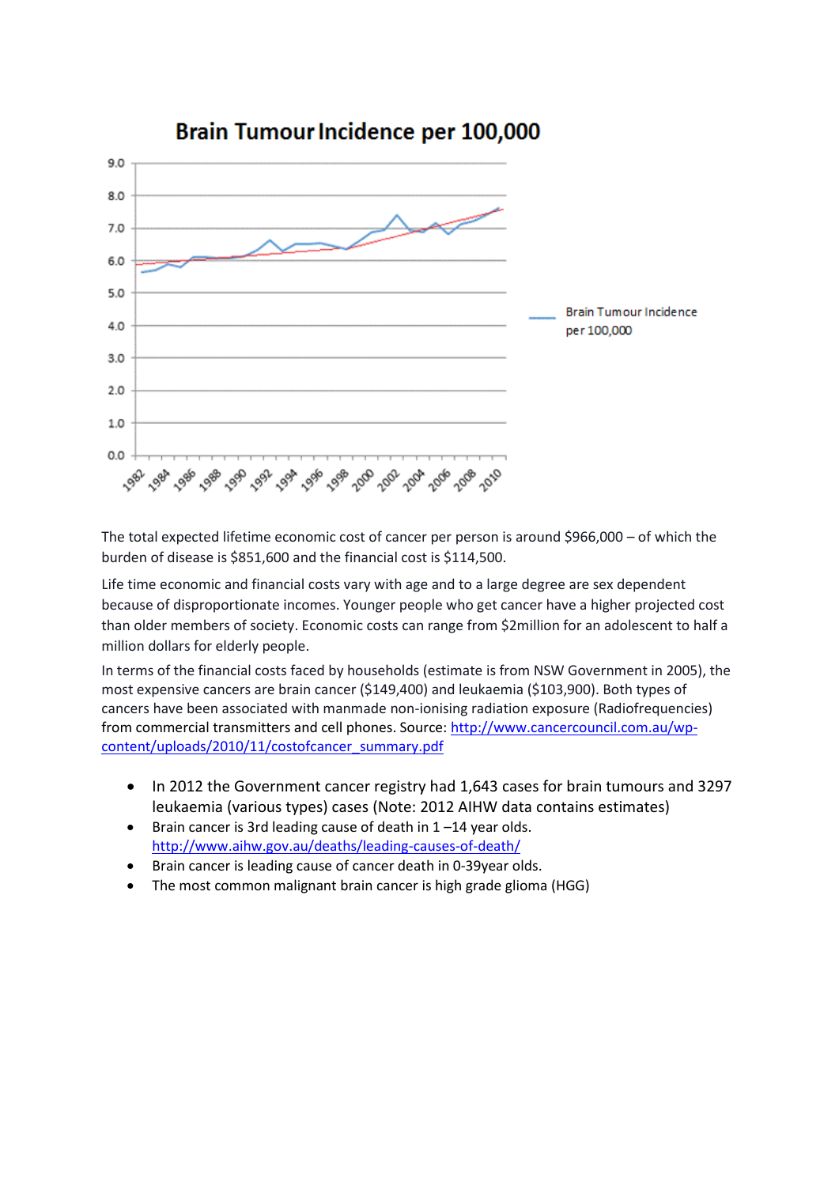The total expected lifetime economic cost of cancer per person is around $966,000 – of which the burden of disease is $851,600 and the financial cost is $114,500.

Life time economic and financial costs vary with age and to a large degree are sex dependent because of disproportionate incomes. Younger people who get cancer have a higher projected cost than older members of society. Economic costs can range from $2million for an adolescent to half a million dollars for elderly people.

In terms of the financial costs faced by households (estimate is from NSW Government in 2005), the most expensive cancers are brain cancer ($149,400) and leukaemia ($103,900). Both types of cancers have been associated with manmade non-ionising radiation exposure (Radiofrequencies) from commercial transmitters and cell phones. Source: http://www.cancercouncil.com.au/wp-content/uploads/2010/11/costofcancer_summary.pdf

- In 2012 the Government cancer registry had 1,643 cases for brain tumours and 3297 leukaemia (various types) cases (Note: 2012 AIHW data contains estimates)
- Brain cancer is 3rd leading cause of death in 1 –14 year olds. http://www.aihw.gov.au/deaths/leading-causes-of-death/
- Brain cancer is leading cause of cancer death in 0-39year olds.
- The most common malignant brain cancer is high grade glioma (HGG)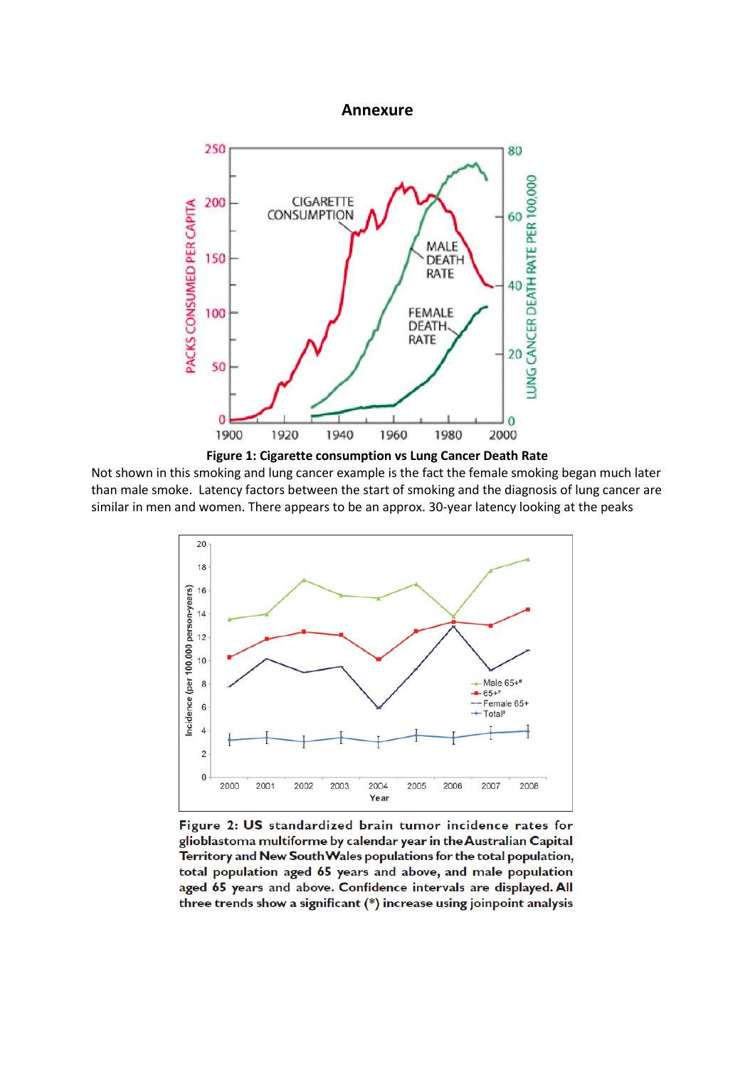# Annexure

**Figure 1: Cigarette consumption vs Lung Cancer Death Rate**

Not shown in this smoking and lung cancer example is the fact the female smoking began much later than male smoke. Latency factors between the start of smoking and the diagnosis of lung cancer are similar in men and women. There appears to be an approx. 30-year latency looking at the peaks

**Figure 2: US standardized brain tumor incidence rates for glioblastoma multiforme by calendar year in the Australian Capital Territory and New South Wales populations for the total population, total population aged 65 years and above, and male population aged 65 years and above. Confidence intervals are displayed. All three trends show a significant (*) increase using joinpoint analysis**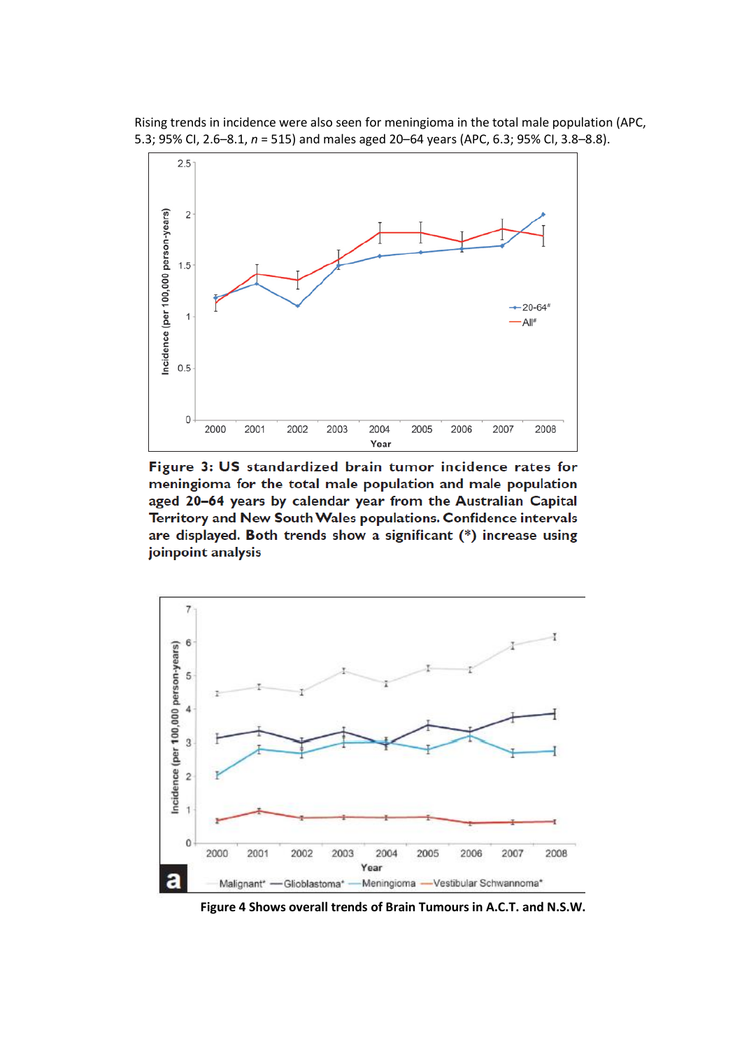Rising trends in incidence were also seen for meningioma in the total male population (APC, 5.3; 95% CI, 2.6–8.1, *n* = 515) and males aged 20–64 years (APC, 6.3; 95% CI, 3.8–8.8).

Incidence (per 100,000 person-years)

2.5
2
1.5
1
0.5
0

2000 2001 2002 2003 2004 2005 2006 2007 2008

Year

20-64*
All*

**Figure 3: US standardized brain tumor incidence rates for meningioma for the total male population and male population aged 20–64 years by calendar year from the Australian Capital Territory and New South Wales populations. Confidence intervals are displayed. Both trends show a significant (*) increase using joinpoint analysis**

Incidence (per 100,000 person-years)

7
6
5
4
3
2
1
0

2000 2001 2002 2003 2004 2005 2006 2007 2008

Year

a

Malignant* Glioblastoma* Meningioma Vestibular Schwannoma*

**Figure 4 Shows overall trends of Brain Tumours in A.C.T. and N.S.W.**